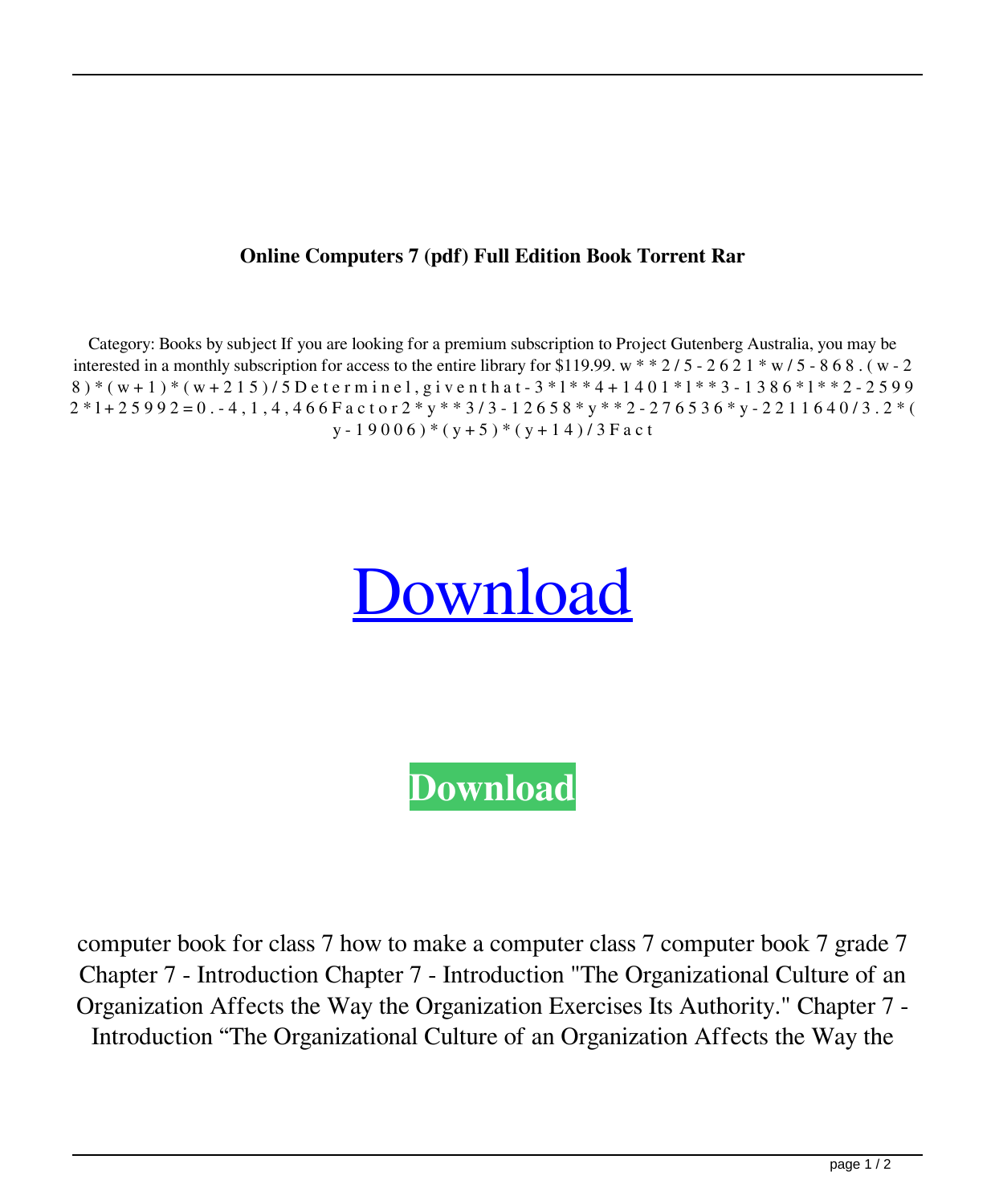**Online Computers 7 (pdf) Full Edition Book Torrent Rar**

Category: Books by subject If you are looking for a premium subscription to Project Gutenberg Australia, you may be interested in a monthly subscription for access to the entire library for $119.99. w * * 2 / 5 - 2 6 2 1 * w / 5 - 8 6 8 . ( w - 2 8 ) * ( w + 1 ) * ( w + 2 1 5 ) / 5 D e t e r m i n e l , g i v e n t h a t - 3 * l * * 4 + 1 4 0 1 * l * * 3 - 1 3 8 6 * l * * 2 - 2 5 9 9 2 * l + 2 5 9 9 2 = 0 . - 4 , 1 , 4 , 4 6 6 F a c t o r 2 * y * * 3 / 3 - 1 2 6 5 8 * y * * 2 - 2 7 6 5 3 6 * y - 2 2 1 1 6 4 0 / 3 . 2 * ( y - 1 9 0 0 6 ) * ( y + 5 ) * ( y + 1 4 ) / 3 F a c t

Download

**Download**

computer book for class 7 how to make a computer class 7 computer book 7 grade 7 Chapter 7 - Introduction Chapter 7 - Introduction "The Organizational Culture of an Organization Affects the Way the Organization Exercises Its Authority." Chapter 7 - Introduction “The Organizational Culture of an Organization Affects the Way the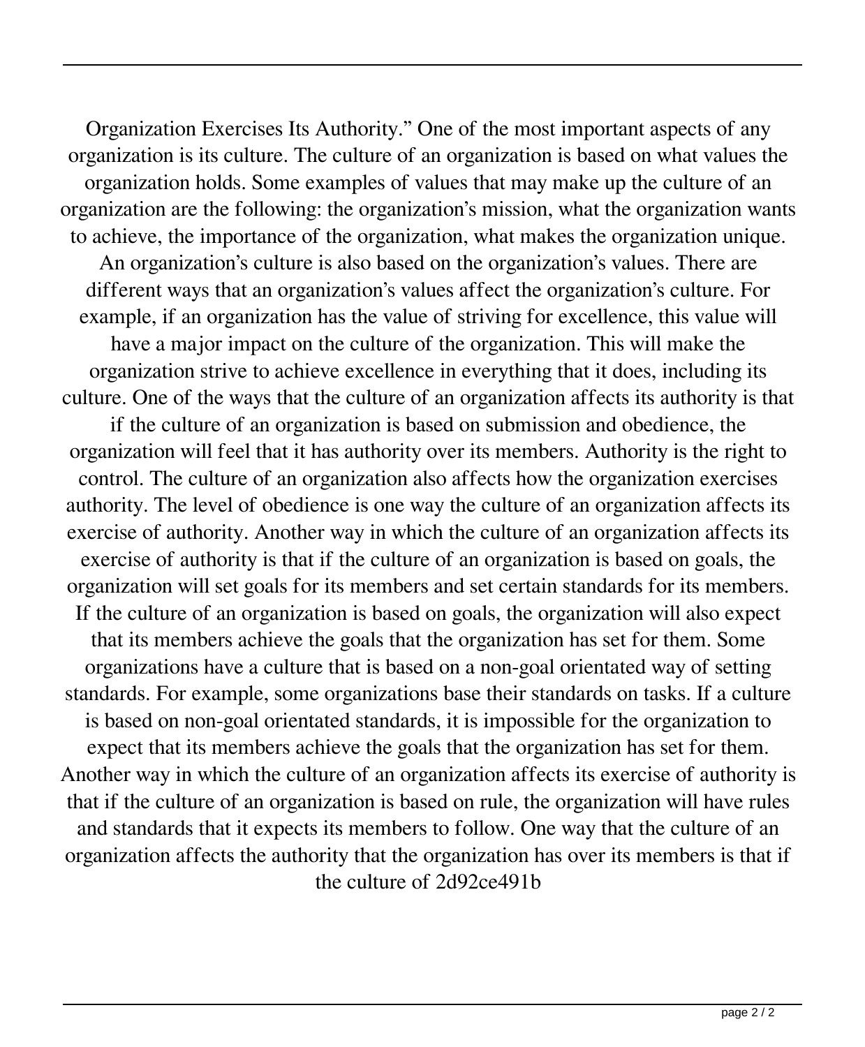Organization Exercises Its Authority." One of the most important aspects of any organization is its culture. The culture of an organization is based on what values the organization holds. Some examples of values that may make up the culture of an organization are the following: the organization's mission, what the organization wants to achieve, the importance of the organization, what makes the organization unique. An organization's culture is also based on the organization's values. There are different ways that an organization's values affect the organization's culture. For example, if an organization has the value of striving for excellence, this value will have a major impact on the culture of the organization. This will make the organization strive to achieve excellence in everything that it does, including its culture. One of the ways that the culture of an organization affects its authority is that if the culture of an organization is based on submission and obedience, the organization will feel that it has authority over its members. Authority is the right to control. The culture of an organization also affects how the organization exercises authority. The level of obedience is one way the culture of an organization affects its exercise of authority. Another way in which the culture of an organization affects its exercise of authority is that if the culture of an organization is based on goals, the organization will set goals for its members and set certain standards for its members. If the culture of an organization is based on goals, the organization will also expect that its members achieve the goals that the organization has set for them. Some organizations have a culture that is based on a non-goal orientated way of setting standards. For example, some organizations base their standards on tasks. If a culture is based on non-goal orientated standards, it is impossible for the organization to expect that its members achieve the goals that the organization has set for them. Another way in which the culture of an organization affects its exercise of authority is that if the culture of an organization is based on rule, the organization will have rules and standards that it expects its members to follow. One way that the culture of an organization affects the authority that the organization has over its members is that if the culture of 2d92ce491b